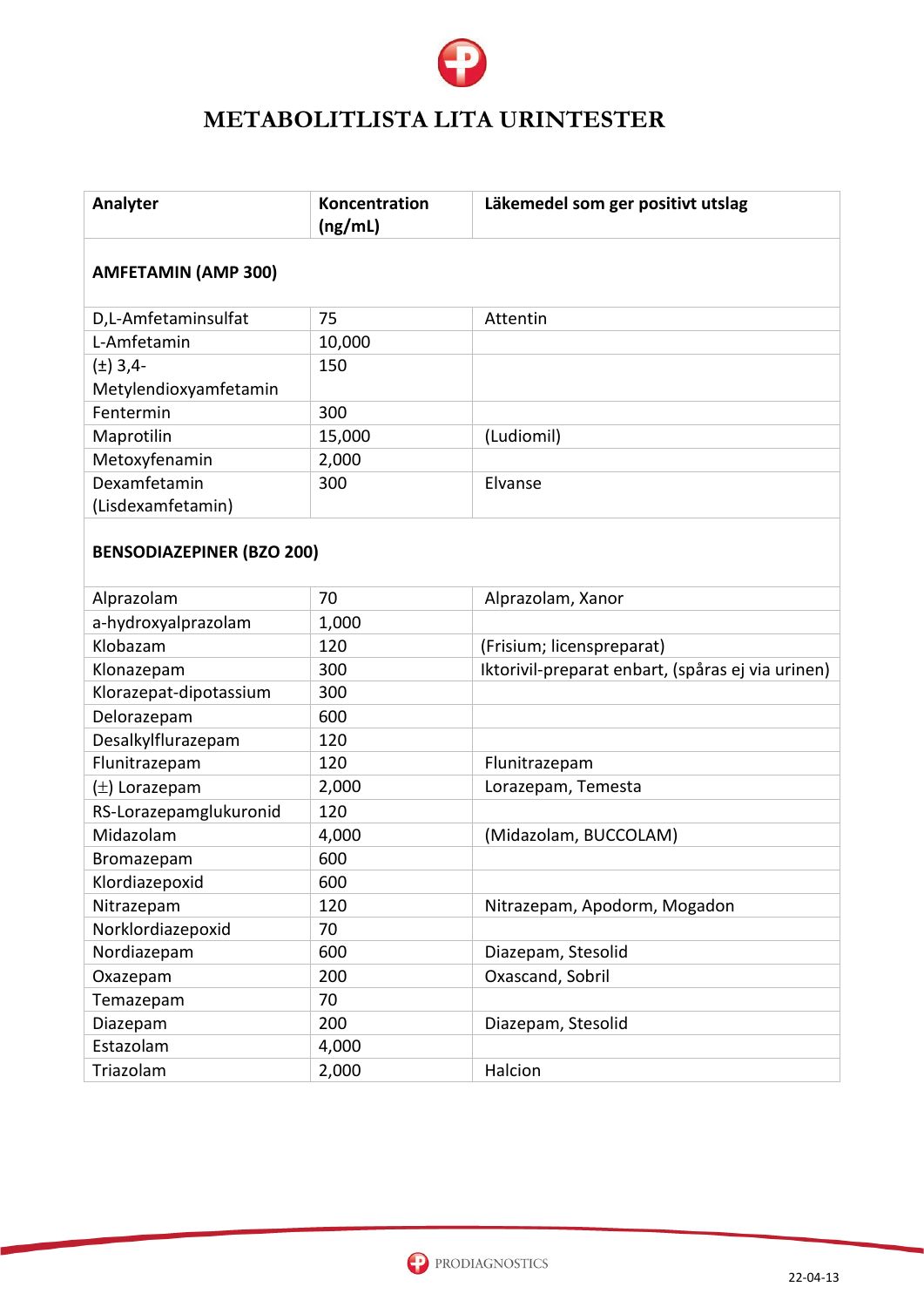# METABOLITLISTA LITA URINTESTER

| Analyter | Koncentration (ng/mL) | Läkemedel som ger positivt utslag |
|---|---|---|
| **AMFETAMIN (AMP 300)** | | |
| D,L-Amfetaminsulfat | 75 | Attentin |
| L-Amfetamin | 10,000 | |
| (±) 3,4-Metylendioxyamfetamin | 150 | |
| Fentermin | 300 | |
| Maprotilin | 15,000 | (Ludiomil) |
| Metoxyfenamin | 2,000 | |
| Dexamfetamin (Lisdexamfetamin) | 300 | Elvanse |
| **BENSODIAZEPINER (BZO 200)** | | |
| Alprazolam | 70 | Alprazolam, Xanor |
| a-hydroxyalprazolam | 1,000 | |
| Klobazam | 120 | (Frisium; licenspreparat) |
| Klonazepam | 300 | Iktorivil-preparat enbart, (spåras ej via urinen) |
| Klorazepat-dipotassium | 300 | |
| Delorazepam | 600 | |
| Desalkylflurazepam | 120 | |
| Flunitrazepam | 120 | Flunitrazepam |
| (±) Lorazepam | 2,000 | Lorazepam, Temesta |
| RS-Lorazepamglukuronid | 120 | |
| Midazolam | 4,000 | (Midazolam, BUCCOLAM) |
| Bromazepam | 600 | |
| Klordiazepoxid | 600 | |
| Nitrazepam | 120 | Nitrazepam, Apodorm, Mogadon |
| Norklordiazepoxid | 70 | |
| Nordiazepam | 600 | Diazepam, Stesolid |
| Oxazepam | 200 | Oxascand, Sobril |
| Temazepam | 70 | |
| Diazepam | 200 | Diazepam, Stesolid |
| Estazolam | 4,000 | |
| Triazolam | 2,000 | Halcion |

22-04-13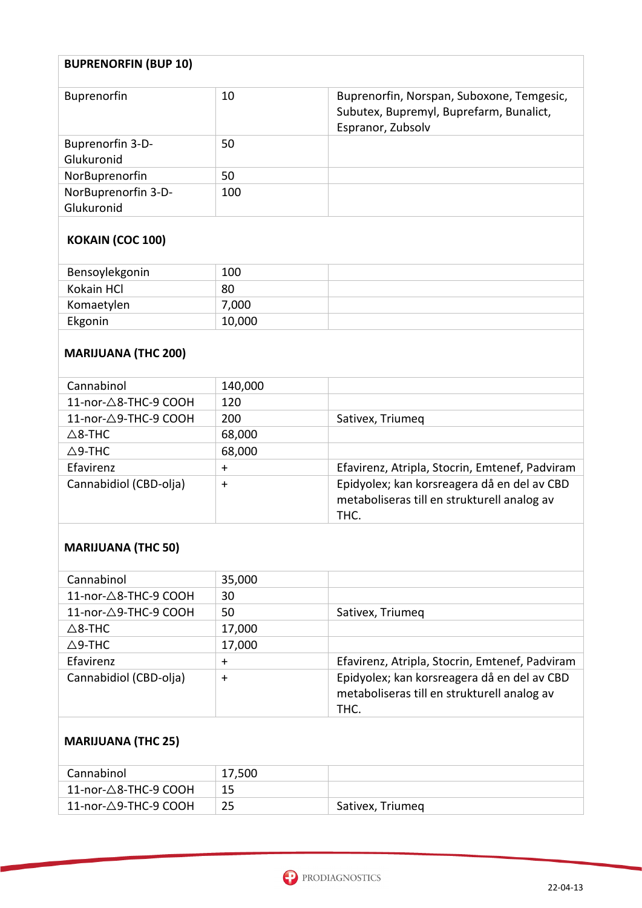| **BUPRENORFIN (BUP 10)** | | |
|---|---|---|
| Buprenorfin | 10 | Buprenorfin, Norspan, Suboxone, Temgesic, Subutex, Bupremyl, Buprefarm, Bunalict, Espranor, Zubsolv |
| Buprenorfin 3-D-Glukuronid | 50 | |
| NorBuprenorfin | 50 | |
| NorBuprenorfin 3-D-Glukuronid | 100 | |
| **KOKAIN (COC 100)** | | |
| Bensoylekgonin | 100 | |
| Kokain HCl | 80 | |
| Komaetylen | 7,000 | |
| Ekgonin | 10,000 | |
| **MARIJUANA (THC 200)** | | |
| Cannabinol | 140,000 | |
| 11-nor-△8-THC-9 COOH | 120 | |
| 11-nor-△9-THC-9 COOH | 200 | Sativex, Triumeq |
| △8-THC | 68,000 | |
| △9-THC | 68,000 | |
| Efavirenz | + | Efavirenz, Atripla, Stocrin, Emtenef, Padviram |
| Cannabidiol (CBD-olja) | + | Epidyolex; kan korsreagera då en del av CBD metaboliseras till en strukturell analog av THC. |
| **MARIJUANA (THC 50)** | | |
| Cannabinol | 35,000 | |
| 11-nor-△8-THC-9 COOH | 30 | |
| 11-nor-△9-THC-9 COOH | 50 | Sativex, Triumeq |
| △8-THC | 17,000 | |
| △9-THC | 17,000 | |
| Efavirenz | + | Efavirenz, Atripla, Stocrin, Emtenef, Padviram |
| Cannabidiol (CBD-olja) | + | Epidyolex; kan korsreagera då en del av CBD metaboliseras till en strukturell analog av THC. |
| **MARIJUANA (THC 25)** | | |
| Cannabinol | 17,500 | |
| 11-nor-△8-THC-9 COOH | 15 | |
| 11-nor-△9-THC-9 COOH | 25 | Sativex, Triumeq |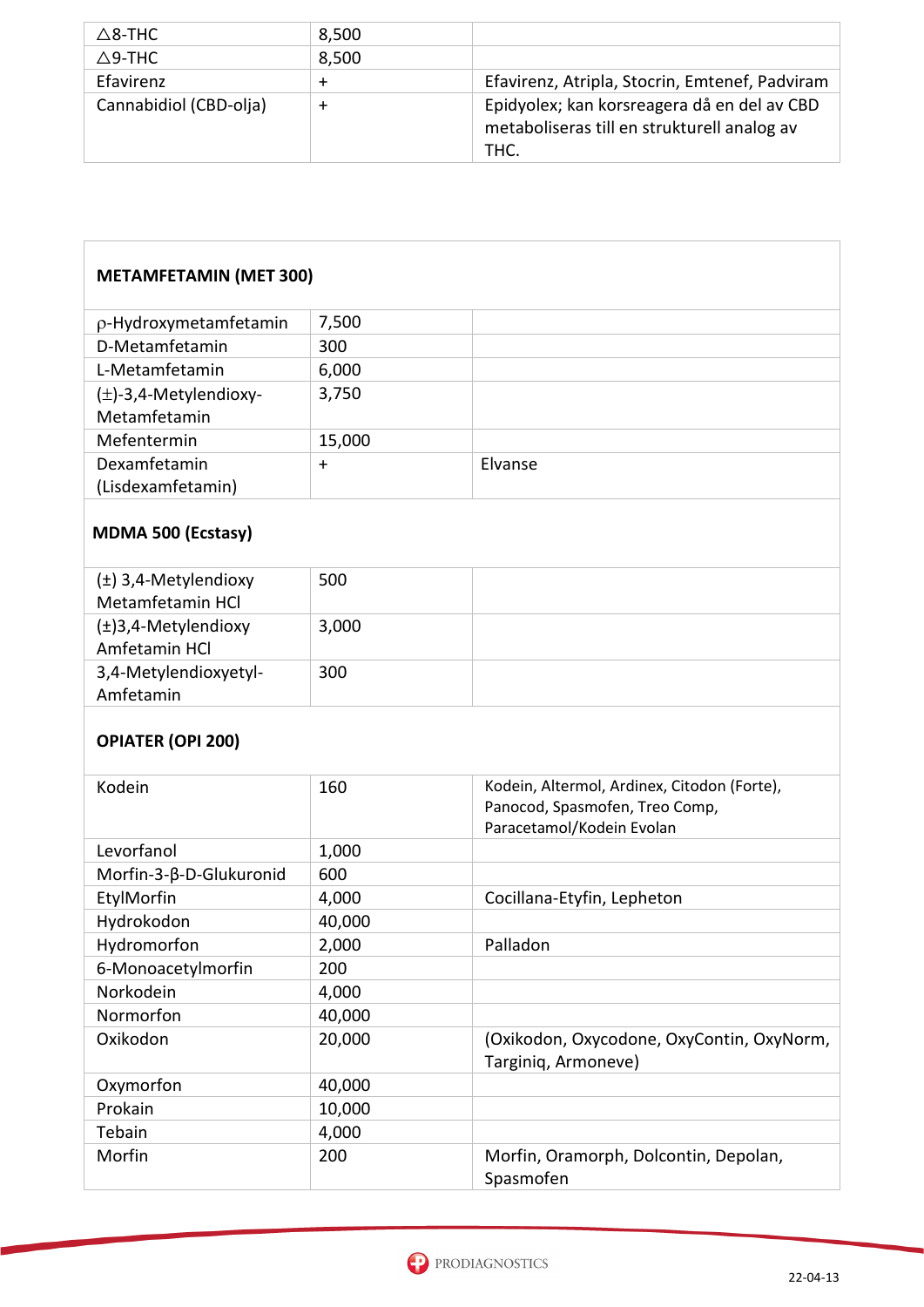| | | |
|---|---|---|
| △8-THC | 8,500 | |
| △9-THC | 8,500 | |
| Efavirenz | + | Efavirenz, Atripla, Stocrin, Emtenef, Padviram |
| Cannabidiol (CBD-olja) | + | Epidyolex; kan korsreagera då en del av CBD metaboliseras till en strukturell analog av THC. |

| **METAMFETAMIN (MET 300)** | | |
|---|---|---|
| ρ-Hydroxymetamfetamin | 7,500 | |
| D-Metamfetamin | 300 | |
| L-Metamfetamin | 6,000 | |
| (±)-3,4-Metylendioxy-Metamfetamin | 3,750 | |
| Mefentermin | 15,000 | |
| Dexamfetamin (Lisdexamfetamin) | + | Elvanse |
| **MDMA 500 (Ecstasy)** | | |
| (±) 3,4-Metylendioxy Metamfetamin HCl | 500 | |
| (±)3,4-Metylendioxy Amfetamin HCl | 3,000 | |
| 3,4-Metylendioxyetyl-Amfetamin | 300 | |
| **OPIATER (OPI 200)** | | |
| Kodein | 160 | Kodein, Altermol, Ardinex, Citodon (Forte), Panocod, Spasmofen, Treo Comp, Paracetamol/Kodein Evolan |
| Levorfanol | 1,000 | |
| Morfin-3-β-D-Glukuronid | 600 | |
| EtylMorfin | 4,000 | Cocillana-Etyfin, Lepheton |
| Hydrokodon | 40,000 | |
| Hydromorfon | 2,000 | Palladon |
| 6-Monoacetylmorfin | 200 | |
| Norkodein | 4,000 | |
| Normorfon | 40,000 | |
| Oxikodon | 20,000 | (Oxikodon, Oxycodone, OxyContin, OxyNorm, Targiniq, Armoneve) |
| Oxymorfon | 40,000 | |
| Prokain | 10,000 | |
| Tebain | 4,000 | |
| Morfin | 200 | Morfin, Oramorph, Dolcontin, Depolan, Spasmofen |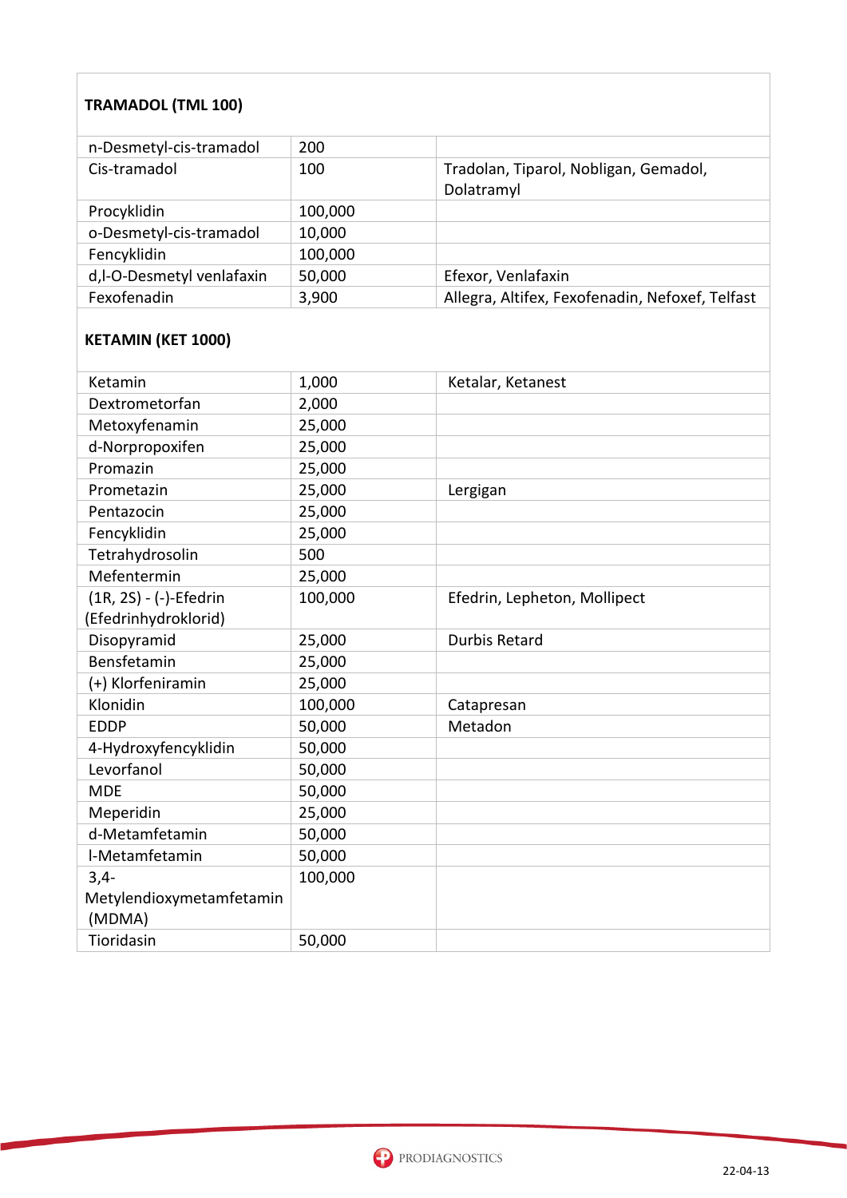**TRAMADOL (TML 100)**

| | | |
|---|---|---|
| n-Desmetyl-cis-tramadol | 200 | |
| Cis-tramadol | 100 | Tradolan, Tiparol, Nobligan, Gemadol, Dolatramyl |
| Procyklidin | 100,000 | |
| o-Desmetyl-cis-tramadol | 10,000 | |
| Fencyklidin | 100,000 | |
| d,l-O-Desmetyl venlafaxin | 50,000 | Efexor, Venlafaxin |
| Fexofenadin | 3,900 | Allegra, Altifex, Fexofenadin, Nefoxef, Telfast |

**KETAMIN (KET 1000)**

| | | |
|---|---|---|
| Ketamin | 1,000 | Ketalar, Ketanest |
| Dextrometorfan | 2,000 | |
| Metoxyfenamin | 25,000 | |
| d-Norpropoxifen | 25,000 | |
| Promazin | 25,000 | |
| Prometazin | 25,000 | Lergigan |
| Pentazocin | 25,000 | |
| Fencyklidin | 25,000 | |
| Tetrahydrosolin | 500 | |
| Mefentermin | 25,000 | |
| (1R, 2S) - (-)-Efedrin (Efedrinhydroklorid) | 100,000 | Efedrin, Lepheton, Mollipect |
| Disopyramid | 25,000 | Durbis Retard |
| Bensfetamin | 25,000 | |
| (+) Klorfeniramin | 25,000 | |
| Klonidin | 100,000 | Catapresan |
| EDDP | 50,000 | Metadon |
| 4-Hydroxyfencyklidin | 50,000 | |
| Levorfanol | 50,000 | |
| MDE | 50,000 | |
| Meperidin | 25,000 | |
| d-Metamfetamin | 50,000 | |
| l-Metamfetamin | 50,000 | |
| 3,4-Metylendioxymetamfetamin (MDMA) | 100,000 | |
| Tioridasin | 50,000 | |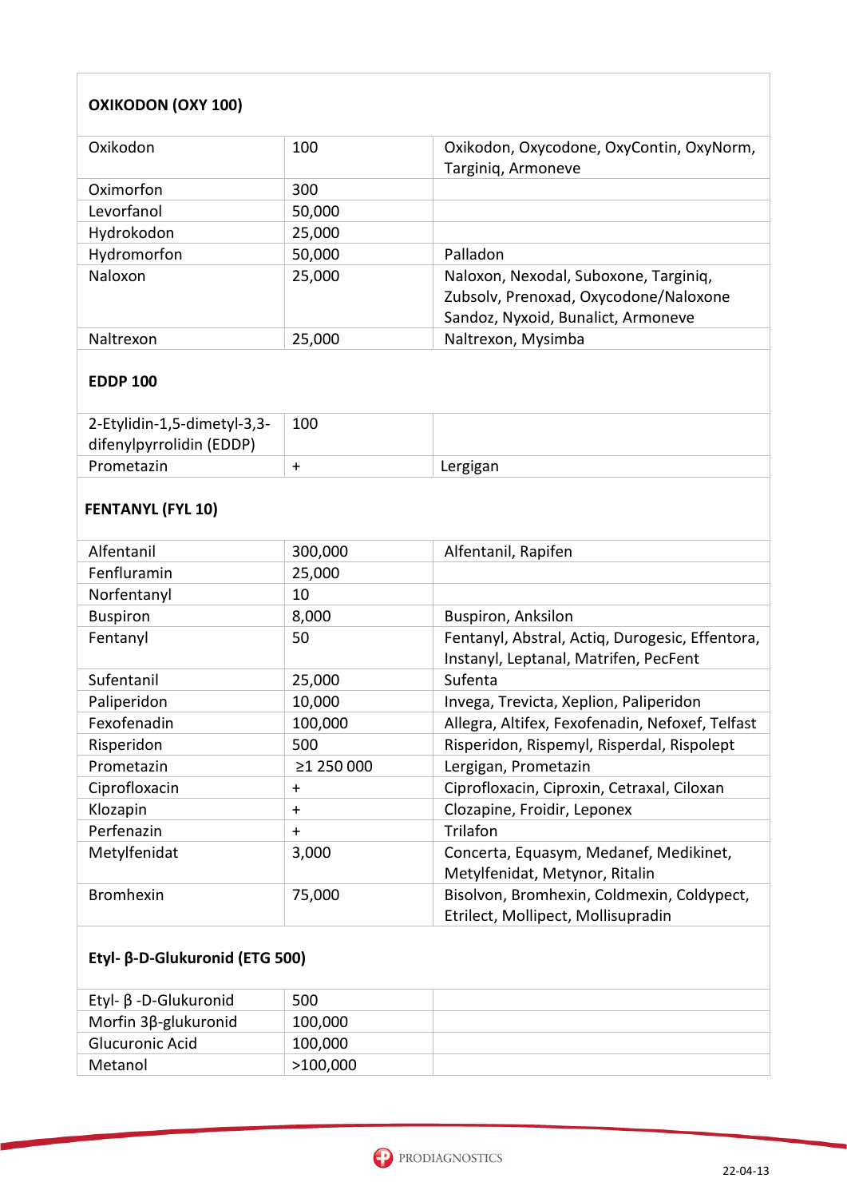| **OXIKODON (OXY 100)** | | |
|---|---|---|
| Oxikodon | 100 | Oxikodon, Oxycodone, OxyContin, OxyNorm, Targiniq, Armoneve |
| Oximorfon | 300 | |
| Levorfanol | 50,000 | |
| Hydrokodon | 25,000 | |
| Hydromorfon | 50,000 | Palladon |
| Naloxon | 25,000 | Naloxon, Nexodal, Suboxone, Targiniq, Zubsolv, Prenoxad, Oxycodone/Naloxone Sandoz, Nyxoid, Bunalict, Armoneve |
| Naltrexon | 25,000 | Naltrexon, Mysimba |
| **EDDP 100** | | |
| 2-Etylidin-1,5-dimetyl-3,3-difenylpyrrolidin (EDDP) | 100 | |
| Prometazin | + | Lergigan |
| **FENTANYL (FYL 10)** | | |
| Alfentanil | 300,000 | Alfentanil, Rapifen |
| Fenfluramin | 25,000 | |
| Norfentanyl | 10 | |
| Buspiron | 8,000 | Buspiron, Anksilon |
| Fentanyl | 50 | Fentanyl, Abstral, Actiq, Durogesic, Effentora, Instanyl, Leptanal, Matrifen, PecFent |
| Sufentanil | 25,000 | Sufenta |
| Paliperidon | 10,000 | Invega, Trevicta, Xeplion, Paliperidon |
| Fexofenadin | 100,000 | Allegra, Altifex, Fexofenadin, Nefoxef, Telfast |
| Risperidon | 500 | Risperidon, Rispemyl, Risperdal, Rispolept |
| Prometazin | ≥1 250 000 | Lergigan, Prometazin |
| Ciprofloxacin | + | Ciprofloxacin, Ciproxin, Cetraxal, Ciloxan |
| Klozapin | + | Clozapine, Froidir, Leponex |
| Perfenazin | + | Trilafon |
| Metylfenidat | 3,000 | Concerta, Equasym, Medanef, Medikinet, Metylfenidat, Metynor, Ritalin |
| Bromhexin | 75,000 | Bisolvon, Bromhexin, Coldmexin, Coldypect, Etrilect, Mollipect, Mollispradin |
| **Etyl- β-D-Glukuronid (ETG 500)** | | |
| Etyl- β -D-Glukuronid | 500 | |
| Morfin 3β-glukuronid | 100,000 | |
| Glucuronic Acid | 100,000 | |
| Metanol | >100,000 | |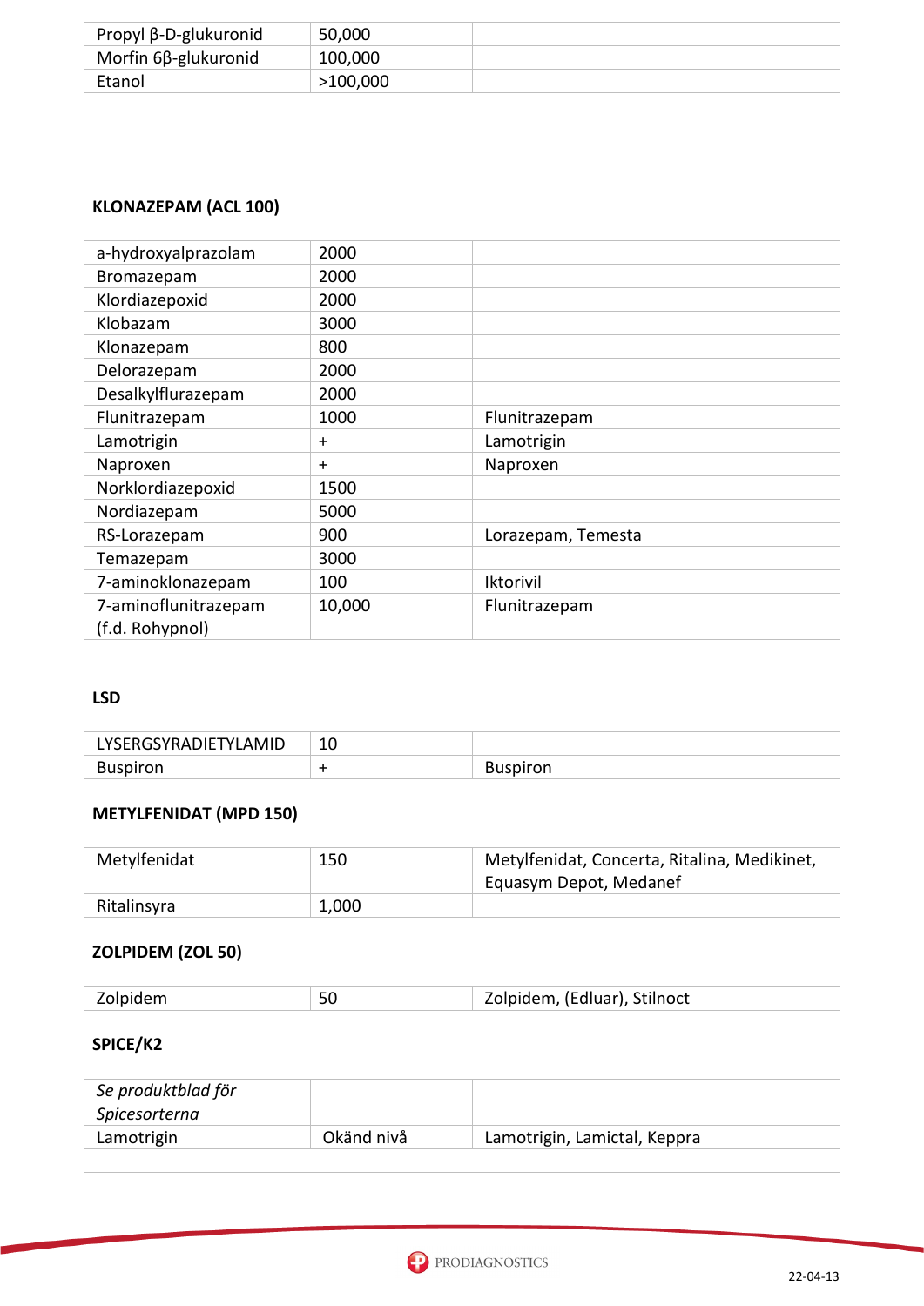| | | |
|---|---|---|
| Propyl β-D-glukuronid | 50,000 | |
| Morfin 6β-glukuronid | 100,000 | |
| Etanol | >100,000 | |

**KLONAZEPAM (ACL 100)**

| | | |
|---|---|---|
| a-hydroxyalprazolam | 2000 | |
| Bromazepam | 2000 | |
| Klordiazepoxid | 2000 | |
| Klobazam | 3000 | |
| Klonazepam | 800 | |
| Delorazepam | 2000 | |
| Desalkylflurazepam | 2000 | |
| Flunitrazepam | 1000 | Flunitrazepam |
| Lamotrigin | + | Lamotrigin |
| Naproxen | + | Naproxen |
| Norklordiazepoxid | 1500 | |
| Nordiazepam | 5000 | |
| RS-Lorazepam | 900 | Lorazepam, Temesta |
| Temazepam | 3000 | |
| 7-aminoklonazepam | 100 | Iktorivil |
| 7-aminoflunitrazepam (f.d. Rohypnol) | 10,000 | Flunitrazepam |

**LSD**

| | | |
|---|---|---|
| LYSERGSYRADIETYLAMID | 10 | |
| Buspiron | + | Buspiron |

**METYLFENIDAT (MPD 150)**

| | | |
|---|---|---|
| Metylfenidat | 150 | Metylfenidat, Concerta, Ritalina, Medikinet, Equasym Depot, Medanef |
| Ritalinsyra | 1,000 | |

**ZOLPIDEM (ZOL 50)**

| | | |
|---|---|---|
| Zolpidem | 50 | Zolpidem, (Edluar), Stilnoct |

**SPICE/K2**

| | | |
|---|---|---|
| *Se produktblad för Spicesorterna* | | |
| Lamotrigin | Okänd nivå | Lamotrigin, Lamictal, Keppra |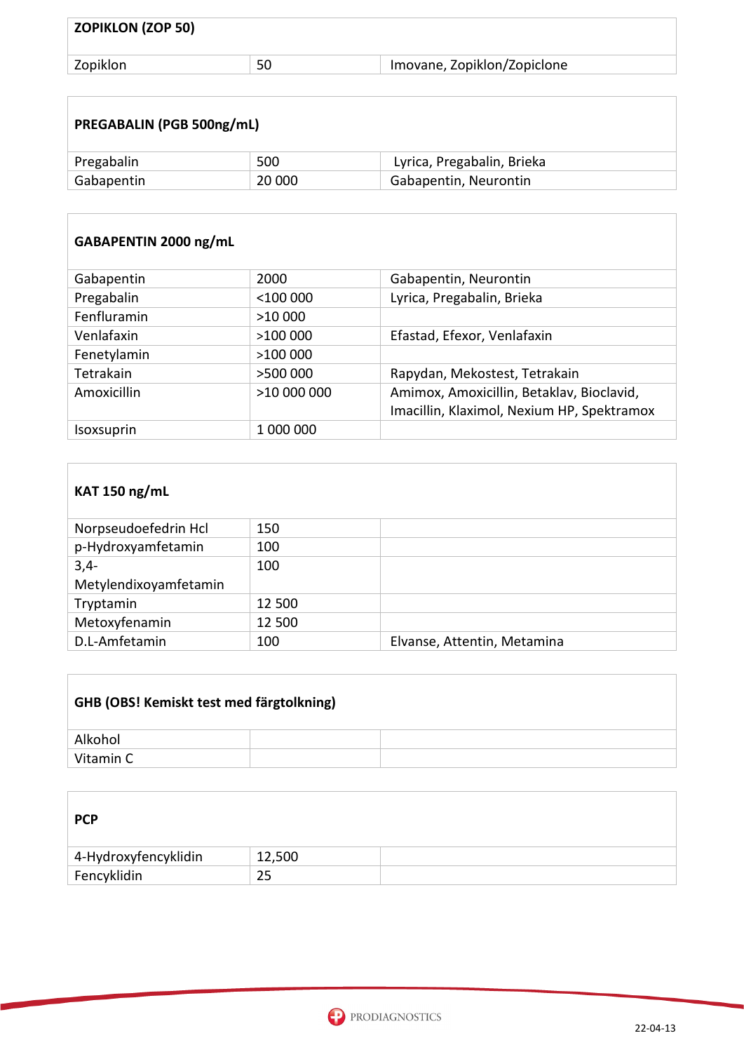| ZOPIKLON (ZOP 50) | | |
|---|---|---|
| Zopiklon | 50 | Imovane, Zopiklon/Zopiclone |

| PREGABALIN (PGB 500ng/mL) | | |
|---|---|---|
| Pregabalin | 500 | Lyrica, Pregabalin, Brieka |
| Gabapentin | 20 000 | Gabapentin, Neurontin |

| GABAPENTIN 2000 ng/mL | | |
|---|---|---|
| Gabapentin | 2000 | Gabapentin, Neurontin |
| Pregabalin | <100 000 | Lyrica, Pregabalin, Brieka |
| Fenfluramin | >10 000 | |
| Venlafaxin | >100 000 | Efastad, Efexor, Venlafaxin |
| Fenetylamin | >100 000 | |
| Tetrakain | >500 000 | Rapydan, Mekostest, Tetrakain |
| Amoxicillin | >10 000 000 | Amimox, Amoxicillin, Betaklav, Bioclavid, Imacillin, Klaximol, Nexium HP, Spektramox |
| Isoxsuprin | 1 000 000 | |

| KAT 150 ng/mL | | |
|---|---|---|
| Norpseudoefedrin Hcl | 150 | |
| p-Hydroxyamfetamin | 100 | |
| 3,4-Metylendixoyamfetamin | 100 | |
| Tryptamin | 12 500 | |
| Metoxyfenamin | 12 500 | |
| D.L-Amfetamin | 100 | Elvanse, Attentin, Metamina |

| GHB (OBS! Kemiskt test med färgtolkning) | | |
|---|---|---|
| Alkohol | | |
| Vitamin C | | |

| PCP | | |
|---|---|---|
| 4-Hydroxyfencyklidin | 12,500 | |
| Fencyklidin | 25 | |

22-04-13